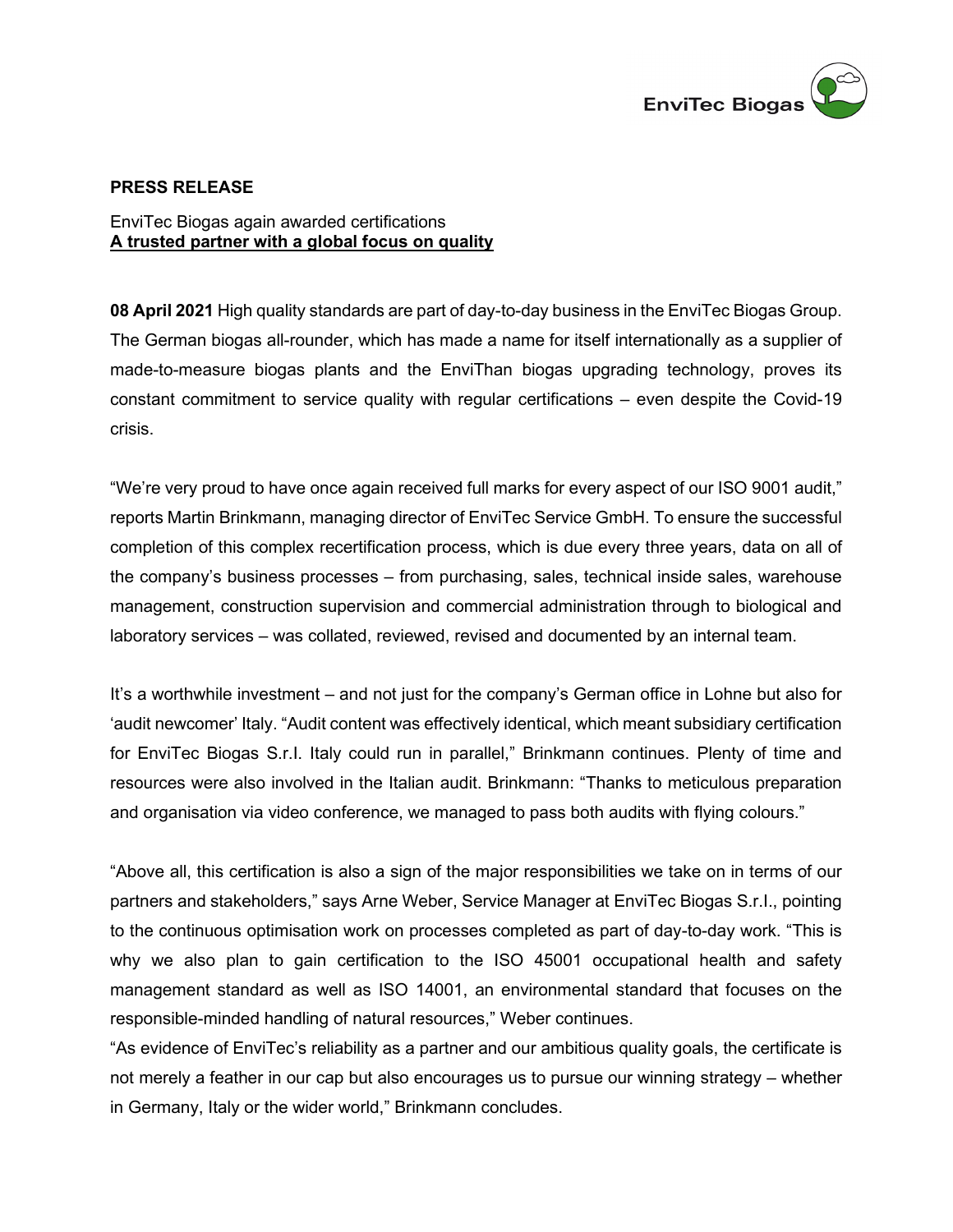**PRESS RELEASE**

EnviTec Biogas again awarded certifications
**A trusted partner with a global focus on quality**

**08 April 2021** High quality standards are part of day-to-day business in the EnviTec Biogas Group. The German biogas all-rounder, which has made a name for itself internationally as a supplier of made-to-measure biogas plants and the EnviThan biogas upgrading technology, proves its constant commitment to service quality with regular certifications – even despite the Covid-19 crisis.

"We're very proud to have once again received full marks for every aspect of our ISO 9001 audit," reports Martin Brinkmann, managing director of EnviTec Service GmbH. To ensure the successful completion of this complex recertification process, which is due every three years, data on all of the company's business processes – from purchasing, sales, technical inside sales, warehouse management, construction supervision and commercial administration through to biological and laboratory services – was collated, reviewed, revised and documented by an internal team.

It's a worthwhile investment – and not just for the company's German office in Lohne but also for 'audit newcomer' Italy. "Audit content was effectively identical, which meant subsidiary certification for EnviTec Biogas S.r.I. Italy could run in parallel," Brinkmann continues. Plenty of time and resources were also involved in the Italian audit. Brinkmann: "Thanks to meticulous preparation and organisation via video conference, we managed to pass both audits with flying colours."

"Above all, this certification is also a sign of the major responsibilities we take on in terms of our partners and stakeholders," says Arne Weber, Service Manager at EnviTec Biogas S.r.I., pointing to the continuous optimisation work on processes completed as part of day-to-day work. "This is why we also plan to gain certification to the ISO 45001 occupational health and safety management standard as well as ISO 14001, an environmental standard that focuses on the responsible-minded handling of natural resources," Weber continues.

"As evidence of EnviTec's reliability as a partner and our ambitious quality goals, the certificate is not merely a feather in our cap but also encourages us to pursue our winning strategy – whether in Germany, Italy or the wider world," Brinkmann concludes.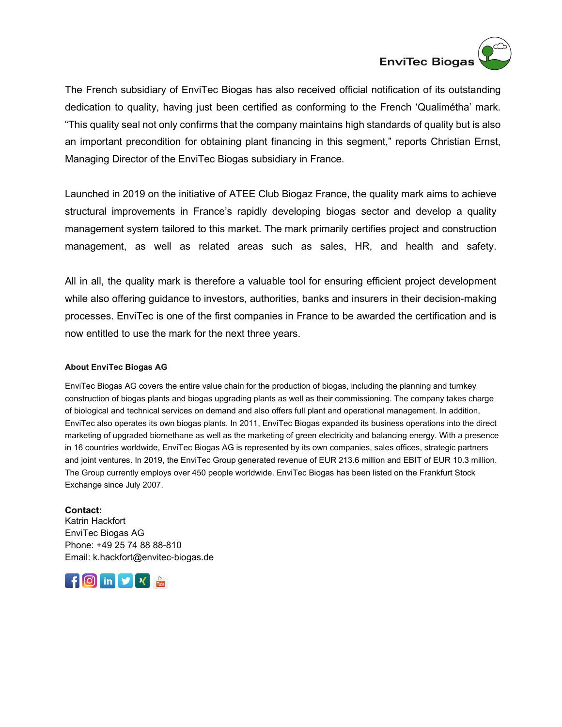The French subsidiary of EnviTec Biogas has also received official notification of its outstanding dedication to quality, having just been certified as conforming to the French 'Qualimétha' mark. "This quality seal not only confirms that the company maintains high standards of quality but is also an important precondition for obtaining plant financing in this segment," reports Christian Ernst, Managing Director of the EnviTec Biogas subsidiary in France.

Launched in 2019 on the initiative of ATEE Club Biogaz France, the quality mark aims to achieve structural improvements in France's rapidly developing biogas sector and develop a quality management system tailored to this market. The mark primarily certifies project and construction management, as well as related areas such as sales, HR, and health and safety.

All in all, the quality mark is therefore a valuable tool for ensuring efficient project development while also offering guidance to investors, authorities, banks and insurers in their decision-making processes. EnviTec is one of the first companies in France to be awarded the certification and is now entitled to use the mark for the next three years.

**About EnviTec Biogas AG**

EnviTec Biogas AG covers the entire value chain for the production of biogas, including the planning and turnkey construction of biogas plants and biogas upgrading plants as well as their commissioning. The company takes charge of biological and technical services on demand and also offers full plant and operational management. In addition, EnviTec also operates its own biogas plants. In 2011, EnviTec Biogas expanded its business operations into the direct marketing of upgraded biomethane as well as the marketing of green electricity and balancing energy. With a presence in 16 countries worldwide, EnviTec Biogas AG is represented by its own companies, sales offices, strategic partners and joint ventures. In 2019, the EnviTec Group generated revenue of EUR 213.6 million and EBIT of EUR 10.3 million. The Group currently employs over 450 people worldwide. EnviTec Biogas has been listed on the Frankfurt Stock Exchange since July 2007.

**Contact:**
Katrin Hackfort
EnviTec Biogas AG
Phone: +49 25 74 88 88-810
Email: k.hackfort@envitec-biogas.de